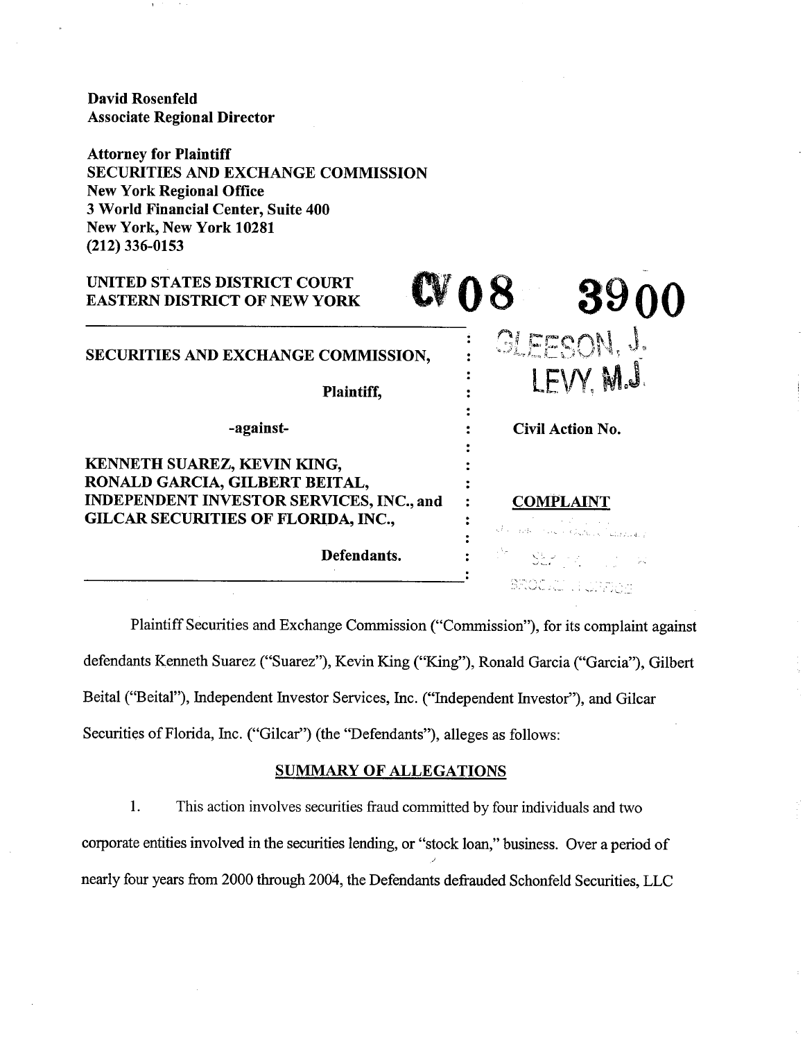**David Rosenfeld**
**Associate Regional Director**

**Attorney for Plaintiff**
**SECURITIES AND EXCHANGE COMMISSION**
**New York Regional Office**
**3 World Financial Center, Suite 400**
**New York, New York 10281**
**(212) 336-0153**

**UNITED STATES DISTRICT COURT**
**EASTERN DISTRICT OF NEW YORK**

**CV 08 3900**

GLEESON, J.
LEVY, M.J.

| | | |
|---|---|---|
| **SECURITIES AND EXCHANGE COMMISSION,** | : | |
| **Plaintiff,** | : | |
| **-against-** | : | **Civil Action No.** |
| **KENNETH SUAREZ, KEVIN KING, RONALD GARCIA, GILBERT BEITAL, INDEPENDENT INVESTOR SERVICES, INC., and GILCAR SECURITIES OF FLORIDA, INC.,** | : | **COMPLAINT** |
| **Defendants.** | : | |

Plaintiff Securities and Exchange Commission ("Commission"), for its complaint against defendants Kenneth Suarez ("Suarez"), Kevin King ("King"), Ronald Garcia ("Garcia"), Gilbert Beital ("Beital"), Independent Investor Services, Inc. ("Independent Investor"), and Gilcar Securities of Florida, Inc. ("Gilcar") (the "Defendants"), alleges as follows:

## SUMMARY OF ALLEGATIONS

1. This action involves securities fraud committed by four individuals and two corporate entities involved in the securities lending, or "stock loan," business. Over a period of nearly four years from 2000 through 2004, the Defendants defrauded Schonfeld Securities, LLC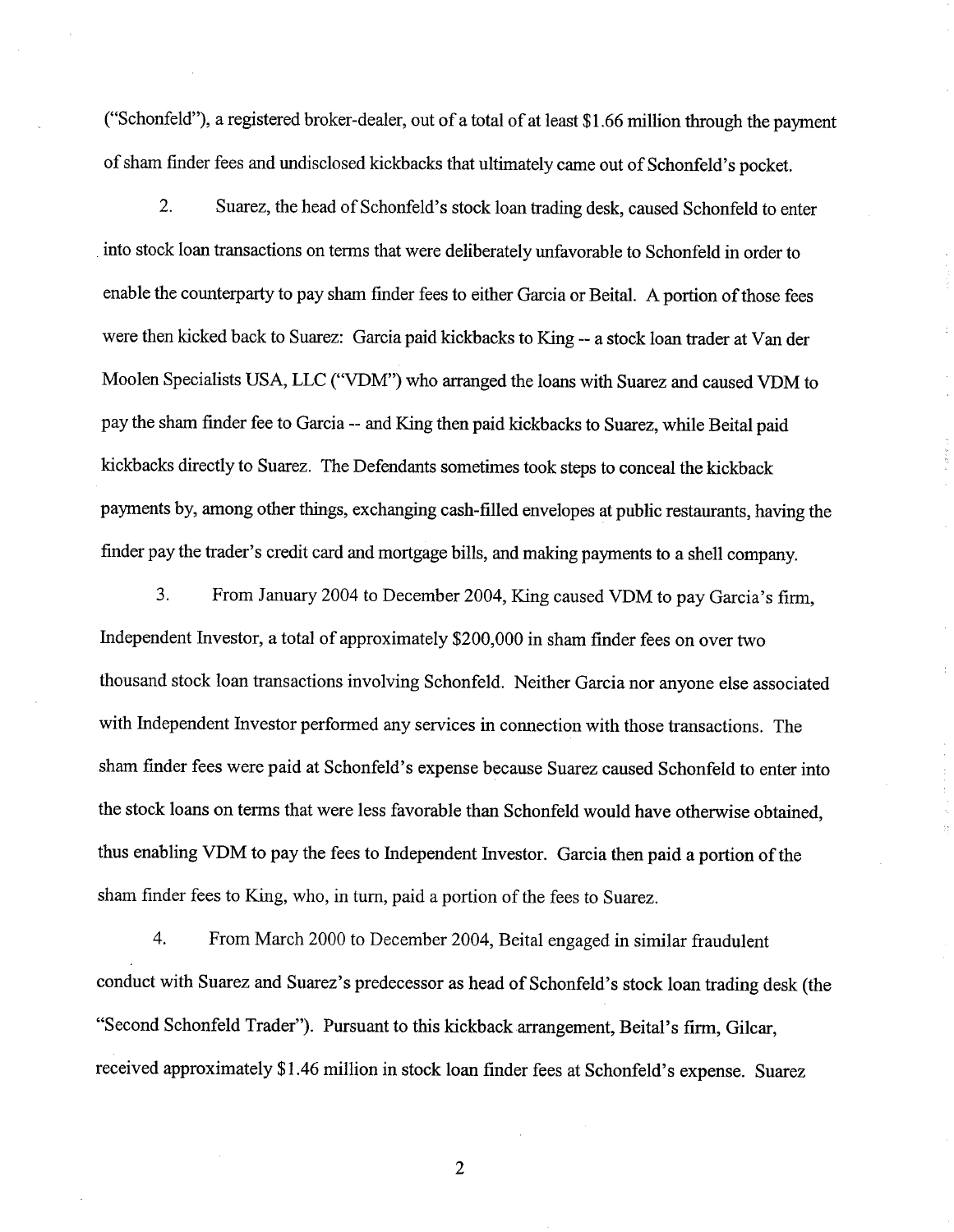("Schonfeld"), a registered broker-dealer, out of a total of at least $1.66 million through the payment of sham finder fees and undisclosed kickbacks that ultimately came out of Schonfeld's pocket.

2. Suarez, the head of Schonfeld's stock loan trading desk, caused Schonfeld to enter into stock loan transactions on terms that were deliberately unfavorable to Schonfeld in order to enable the counterparty to pay sham finder fees to either Garcia or Beital. A portion of those fees were then kicked back to Suarez: Garcia paid kickbacks to King -- a stock loan trader at Van der Moolen Specialists USA, LLC ("VDM") who arranged the loans with Suarez and caused VDM to pay the sham finder fee to Garcia -- and King then paid kickbacks to Suarez, while Beital paid kickbacks directly to Suarez. The Defendants sometimes took steps to conceal the kickback payments by, among other things, exchanging cash-filled envelopes at public restaurants, having the finder pay the trader's credit card and mortgage bills, and making payments to a shell company.

3. From January 2004 to December 2004, King caused VDM to pay Garcia's firm, Independent Investor, a total of approximately $200,000 in sham finder fees on over two thousand stock loan transactions involving Schonfeld. Neither Garcia nor anyone else associated with Independent Investor performed any services in connection with those transactions. The sham finder fees were paid at Schonfeld's expense because Suarez caused Schonfeld to enter into the stock loans on terms that were less favorable than Schonfeld would have otherwise obtained, thus enabling VDM to pay the fees to Independent Investor. Garcia then paid a portion of the sham finder fees to King, who, in turn, paid a portion of the fees to Suarez.

4. From March 2000 to December 2004, Beital engaged in similar fraudulent conduct with Suarez and Suarez's predecessor as head of Schonfeld's stock loan trading desk (the "Second Schonfeld Trader"). Pursuant to this kickback arrangement, Beital's firm, Gilcar, received approximately $1.46 million in stock loan finder fees at Schonfeld's expense. Suarez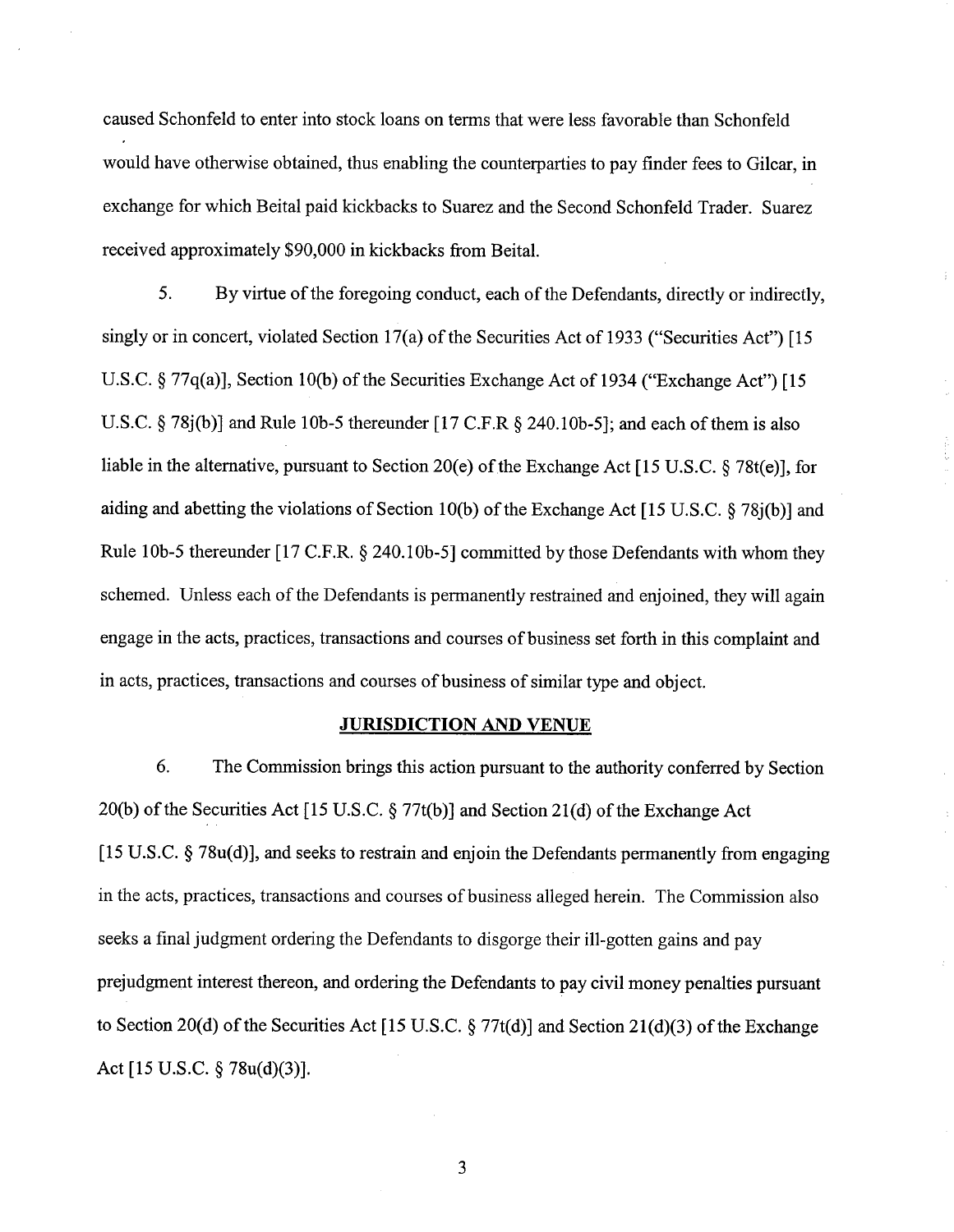caused Schonfeld to enter into stock loans on terms that were less favorable than Schonfeld would have otherwise obtained, thus enabling the counterparties to pay finder fees to Gilcar, in exchange for which Beital paid kickbacks to Suarez and the Second Schonfeld Trader. Suarez received approximately $90,000 in kickbacks from Beital.

5. By virtue of the foregoing conduct, each of the Defendants, directly or indirectly, singly or in concert, violated Section 17(a) of the Securities Act of 1933 ("Securities Act") [15 U.S.C. § 77q(a)], Section 10(b) of the Securities Exchange Act of 1934 ("Exchange Act") [15 U.S.C. § 78j(b)] and Rule 10b-5 thereunder [17 C.F.R § 240.10b-5]; and each of them is also liable in the alternative, pursuant to Section 20(e) of the Exchange Act [15 U.S.C. § 78t(e)], for aiding and abetting the violations of Section 10(b) of the Exchange Act [15 U.S.C. § 78j(b)] and Rule 10b-5 thereunder [17 C.F.R. § 240.10b-5] committed by those Defendants with whom they schemed. Unless each of the Defendants is permanently restrained and enjoined, they will again engage in the acts, practices, transactions and courses of business set forth in this complaint and in acts, practices, transactions and courses of business of similar type and object.

## JURISDICTION AND VENUE

6. The Commission brings this action pursuant to the authority conferred by Section 20(b) of the Securities Act [15 U.S.C. § 77t(b)] and Section 21(d) of the Exchange Act [15 U.S.C. § 78u(d)], and seeks to restrain and enjoin the Defendants permanently from engaging in the acts, practices, transactions and courses of business alleged herein. The Commission also seeks a final judgment ordering the Defendants to disgorge their ill-gotten gains and pay prejudgment interest thereon, and ordering the Defendants to pay civil money penalties pursuant to Section 20(d) of the Securities Act [15 U.S.C. § 77t(d)] and Section 21(d)(3) of the Exchange Act [15 U.S.C. § 78u(d)(3)].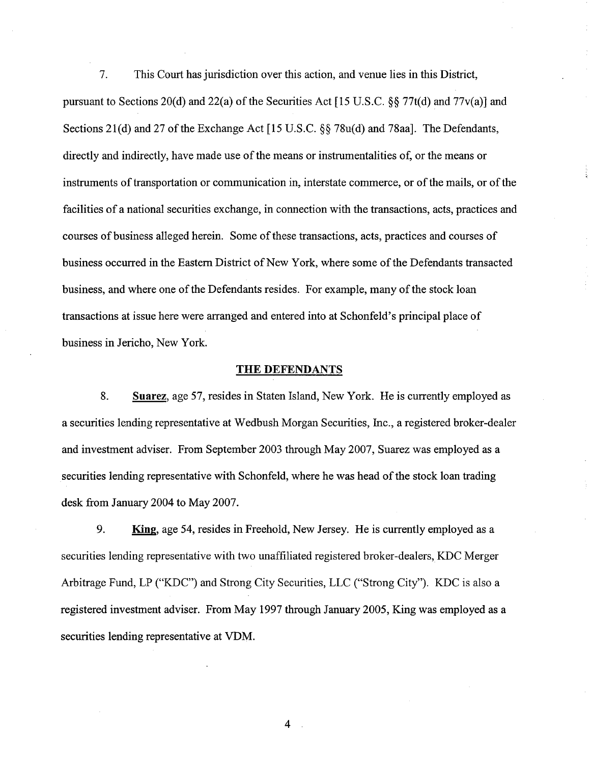7. This Court has jurisdiction over this action, and venue lies in this District, pursuant to Sections 20(d) and 22(a) of the Securities Act [15 U.S.C. §§ 77t(d) and 77v(a)] and Sections 21(d) and 27 of the Exchange Act [15 U.S.C. §§ 78u(d) and 78aa]. The Defendants, directly and indirectly, have made use of the means or instrumentalities of, or the means or instruments of transportation or communication in, interstate commerce, or of the mails, or of the facilities of a national securities exchange, in connection with the transactions, acts, practices and courses of business alleged herein. Some of these transactions, acts, practices and courses of business occurred in the Eastern District of New York, where some of the Defendants transacted business, and where one of the Defendants resides. For example, many of the stock loan transactions at issue here were arranged and entered into at Schonfeld's principal place of business in Jericho, New York.

## THE DEFENDANTS

8. **Suarez**, age 57, resides in Staten Island, New York. He is currently employed as a securities lending representative at Wedbush Morgan Securities, Inc., a registered broker-dealer and investment adviser. From September 2003 through May 2007, Suarez was employed as a securities lending representative with Schonfeld, where he was head of the stock loan trading desk from January 2004 to May 2007.

9. **King**, age 54, resides in Freehold, New Jersey. He is currently employed as a securities lending representative with two unaffiliated registered broker-dealers, KDC Merger Arbitrage Fund, LP ("KDC") and Strong City Securities, LLC ("Strong City"). KDC is also a registered investment adviser. From May 1997 through January 2005, King was employed as a securities lending representative at VDM.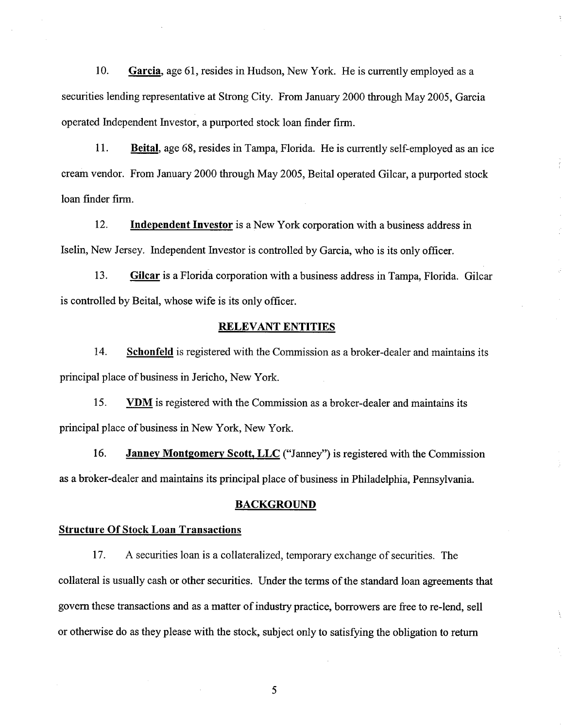10. **Garcia**, age 61, resides in Hudson, New York. He is currently employed as a securities lending representative at Strong City. From January 2000 through May 2005, Garcia operated Independent Investor, a purported stock loan finder firm.

11. **Beital**, age 68, resides in Tampa, Florida. He is currently self-employed as an ice cream vendor. From January 2000 through May 2005, Beital operated Gilcar, a purported stock loan finder firm.

12. **Independent Investor** is a New York corporation with a business address in Iselin, New Jersey. Independent Investor is controlled by Garcia, who is its only officer.

13. **Gilcar** is a Florida corporation with a business address in Tampa, Florida. Gilcar is controlled by Beital, whose wife is its only officer.

## RELEVANT ENTITIES

14. **Schonfeld** is registered with the Commission as a broker-dealer and maintains its principal place of business in Jericho, New York.

15. **VDM** is registered with the Commission as a broker-dealer and maintains its principal place of business in New York, New York.

16. **Janney Montgomery Scott, LLC** ("Janney") is registered with the Commission as a broker-dealer and maintains its principal place of business in Philadelphia, Pennsylvania.

## BACKGROUND

### Structure Of Stock Loan Transactions

17. A securities loan is a collateralized, temporary exchange of securities. The collateral is usually cash or other securities. Under the terms of the standard loan agreements that govern these transactions and as a matter of industry practice, borrowers are free to re-lend, sell or otherwise do as they please with the stock, subject only to satisfying the obligation to return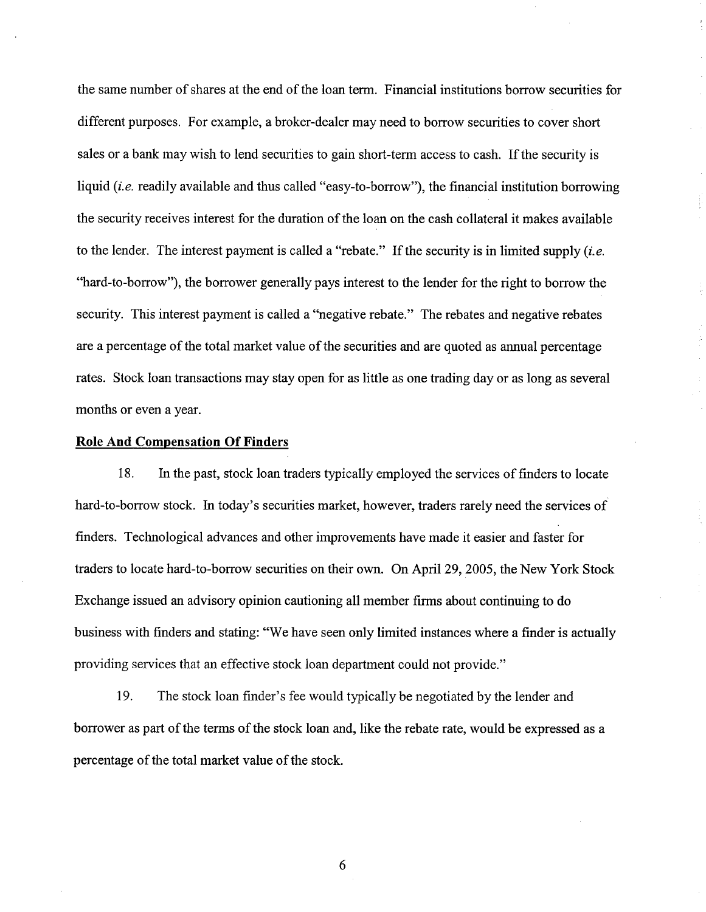the same number of shares at the end of the loan term. Financial institutions borrow securities for different purposes. For example, a broker-dealer may need to borrow securities to cover short sales or a bank may wish to lend securities to gain short-term access to cash. If the security is liquid (*i.e.* readily available and thus called "easy-to-borrow"), the financial institution borrowing the security receives interest for the duration of the loan on the cash collateral it makes available to the lender. The interest payment is called a "rebate." If the security is in limited supply (*i.e.* "hard-to-borrow"), the borrower generally pays interest to the lender for the right to borrow the security. This interest payment is called a "negative rebate." The rebates and negative rebates are a percentage of the total market value of the securities and are quoted as annual percentage rates. Stock loan transactions may stay open for as little as one trading day or as long as several months or even a year.

**<u>Role And Compensation Of Finders</u>**

18. In the past, stock loan traders typically employed the services of finders to locate hard-to-borrow stock. In today's securities market, however, traders rarely need the services of finders. Technological advances and other improvements have made it easier and faster for traders to locate hard-to-borrow securities on their own. On April 29, 2005, the New York Stock Exchange issued an advisory opinion cautioning all member firms about continuing to do business with finders and stating: "We have seen only limited instances where a finder is actually providing services that an effective stock loan department could not provide."

19. The stock loan finder's fee would typically be negotiated by the lender and borrower as part of the terms of the stock loan and, like the rebate rate, would be expressed as a percentage of the total market value of the stock.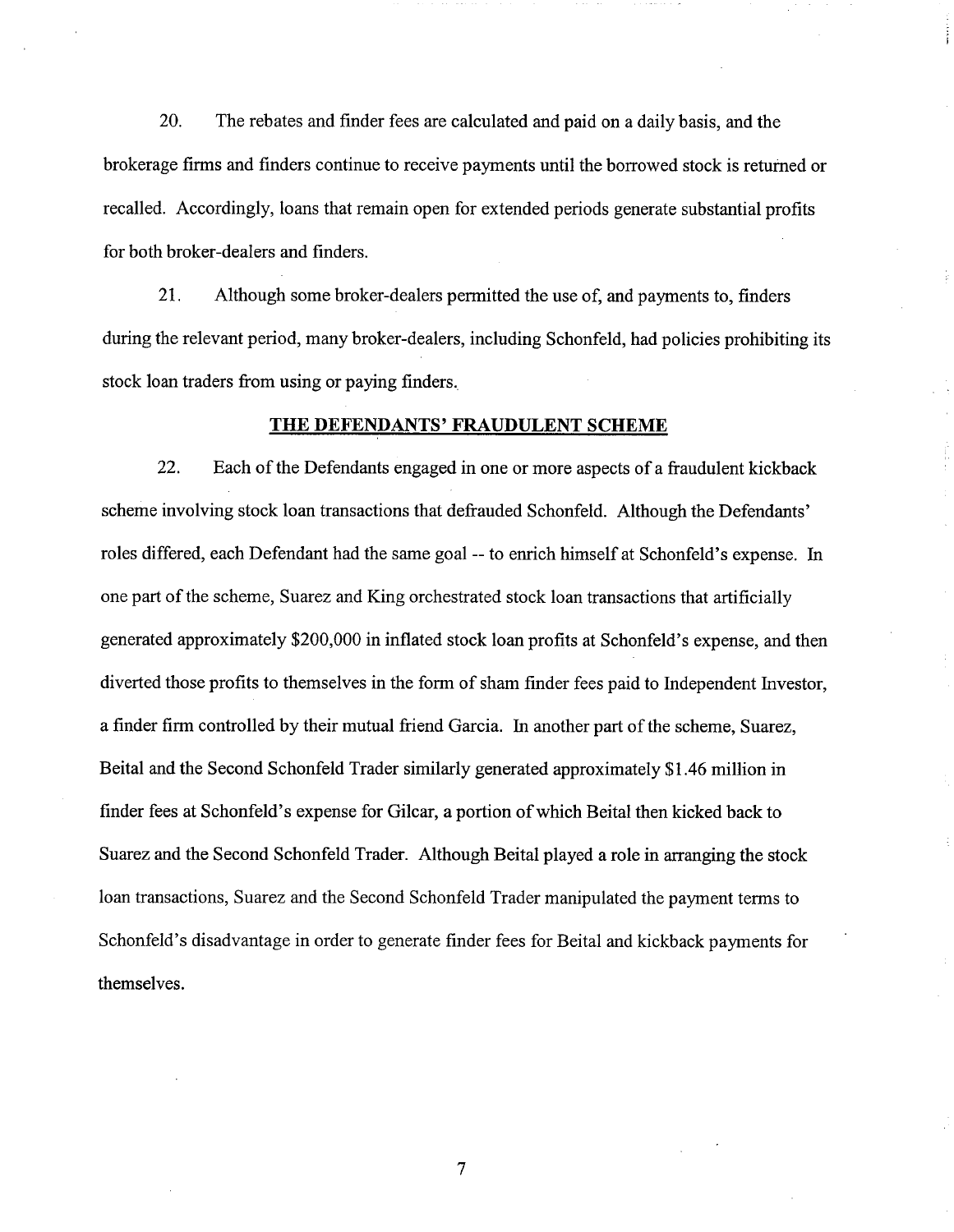20. The rebates and finder fees are calculated and paid on a daily basis, and the brokerage firms and finders continue to receive payments until the borrowed stock is returned or recalled. Accordingly, loans that remain open for extended periods generate substantial profits for both broker-dealers and finders.

21. Although some broker-dealers permitted the use of, and payments to, finders during the relevant period, many broker-dealers, including Schonfeld, had policies prohibiting its stock loan traders from using or paying finders.

## THE DEFENDANTS' FRAUDULENT SCHEME

22. Each of the Defendants engaged in one or more aspects of a fraudulent kickback scheme involving stock loan transactions that defrauded Schonfeld. Although the Defendants' roles differed, each Defendant had the same goal -- to enrich himself at Schonfeld's expense. In one part of the scheme, Suarez and King orchestrated stock loan transactions that artificially generated approximately $200,000 in inflated stock loan profits at Schonfeld's expense, and then diverted those profits to themselves in the form of sham finder fees paid to Independent Investor, a finder firm controlled by their mutual friend Garcia. In another part of the scheme, Suarez, Beital and the Second Schonfeld Trader similarly generated approximately $1.46 million in finder fees at Schonfeld's expense for Gilcar, a portion of which Beital then kicked back to Suarez and the Second Schonfeld Trader. Although Beital played a role in arranging the stock loan transactions, Suarez and the Second Schonfeld Trader manipulated the payment terms to Schonfeld's disadvantage in order to generate finder fees for Beital and kickback payments for themselves.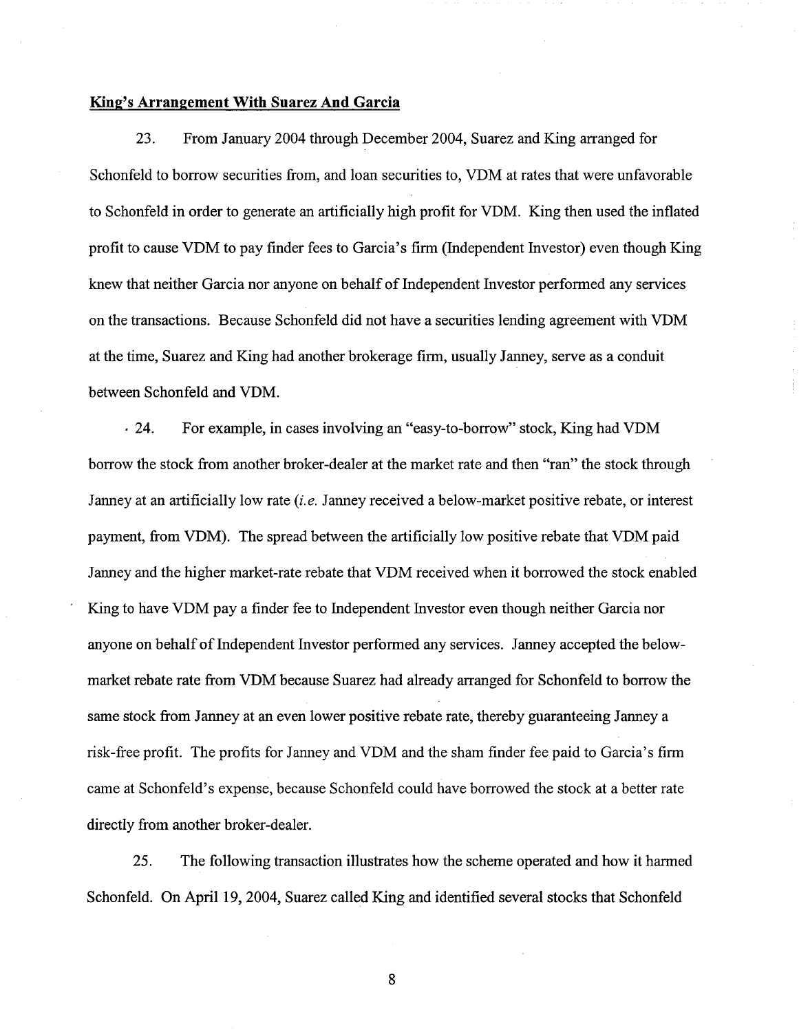**King's Arrangement With Suarez And Garcia**

23. From January 2004 through December 2004, Suarez and King arranged for Schonfeld to borrow securities from, and loan securities to, VDM at rates that were unfavorable to Schonfeld in order to generate an artificially high profit for VDM. King then used the inflated profit to cause VDM to pay finder fees to Garcia's firm (Independent Investor) even though King knew that neither Garcia nor anyone on behalf of Independent Investor performed any services on the transactions. Because Schonfeld did not have a securities lending agreement with VDM at the time, Suarez and King had another brokerage firm, usually Janney, serve as a conduit between Schonfeld and VDM.

24. For example, in cases involving an "easy-to-borrow" stock, King had VDM borrow the stock from another broker-dealer at the market rate and then "ran" the stock through Janney at an artificially low rate (*i.e.* Janney received a below-market positive rebate, or interest payment, from VDM). The spread between the artificially low positive rebate that VDM paid Janney and the higher market-rate rebate that VDM received when it borrowed the stock enabled King to have VDM pay a finder fee to Independent Investor even though neither Garcia nor anyone on behalf of Independent Investor performed any services. Janney accepted the below-market rebate rate from VDM because Suarez had already arranged for Schonfeld to borrow the same stock from Janney at an even lower positive rebate rate, thereby guaranteeing Janney a risk-free profit. The profits for Janney and VDM and the sham finder fee paid to Garcia's firm came at Schonfeld's expense, because Schonfeld could have borrowed the stock at a better rate directly from another broker-dealer.

25. The following transaction illustrates how the scheme operated and how it harmed Schonfeld. On April 19, 2004, Suarez called King and identified several stocks that Schonfeld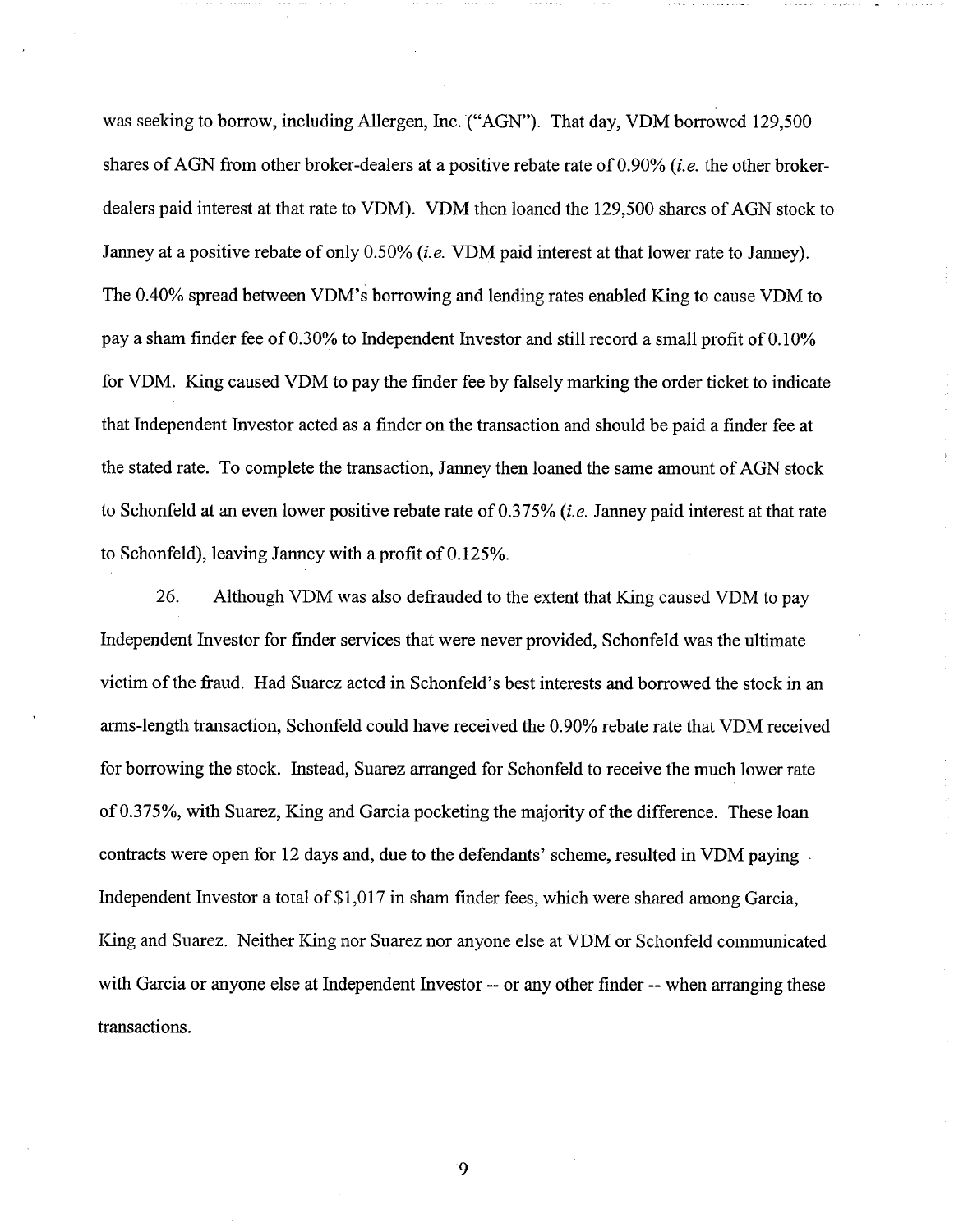was seeking to borrow, including Allergen, Inc. ("AGN"). That day, VDM borrowed 129,500 shares of AGN from other broker-dealers at a positive rebate rate of 0.90% (*i.e.* the other broker-dealers paid interest at that rate to VDM). VDM then loaned the 129,500 shares of AGN stock to Janney at a positive rebate of only 0.50% (*i.e.* VDM paid interest at that lower rate to Janney). The 0.40% spread between VDM's borrowing and lending rates enabled King to cause VDM to pay a sham finder fee of 0.30% to Independent Investor and still record a small profit of 0.10% for VDM. King caused VDM to pay the finder fee by falsely marking the order ticket to indicate that Independent Investor acted as a finder on the transaction and should be paid a finder fee at the stated rate. To complete the transaction, Janney then loaned the same amount of AGN stock to Schonfeld at an even lower positive rebate rate of 0.375% (*i.e.* Janney paid interest at that rate to Schonfeld), leaving Janney with a profit of 0.125%.

26. Although VDM was also defrauded to the extent that King caused VDM to pay Independent Investor for finder services that were never provided, Schonfeld was the ultimate victim of the fraud. Had Suarez acted in Schonfeld's best interests and borrowed the stock in an arms-length transaction, Schonfeld could have received the 0.90% rebate rate that VDM received for borrowing the stock. Instead, Suarez arranged for Schonfeld to receive the much lower rate of 0.375%, with Suarez, King and Garcia pocketing the majority of the difference. These loan contracts were open for 12 days and, due to the defendants' scheme, resulted in VDM paying Independent Investor a total of $1,017 in sham finder fees, which were shared among Garcia, King and Suarez. Neither King nor Suarez nor anyone else at VDM or Schonfeld communicated with Garcia or anyone else at Independent Investor -- or any other finder -- when arranging these transactions.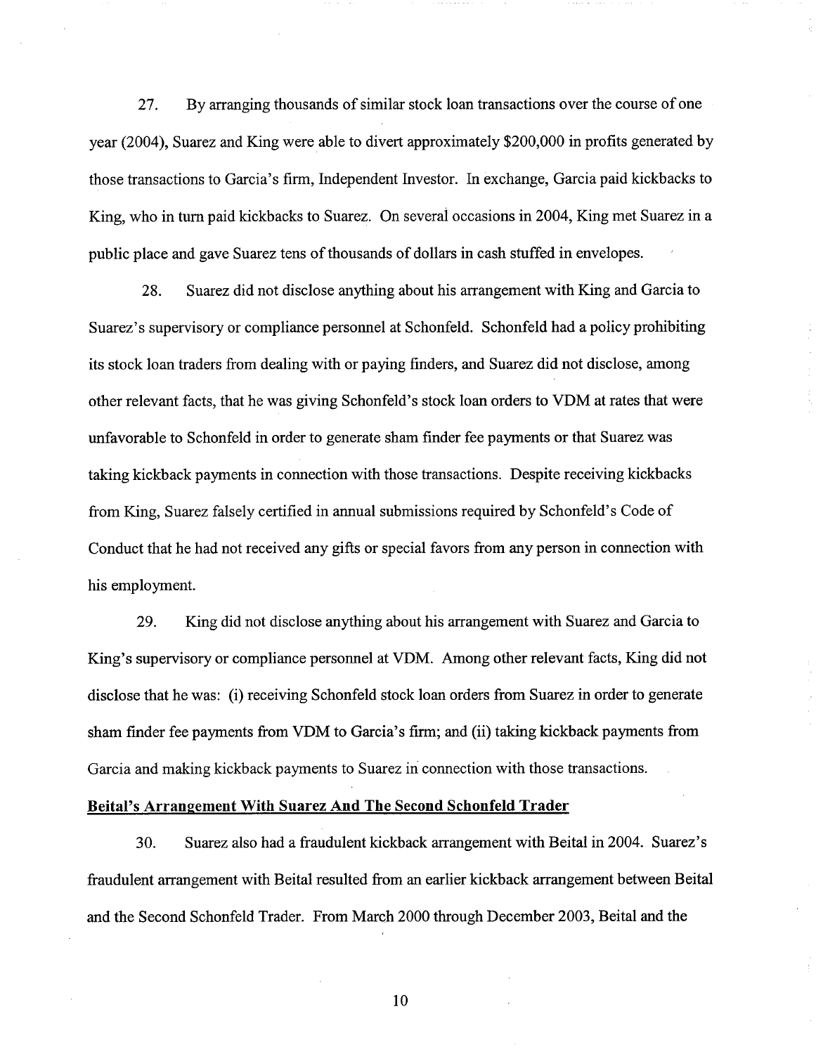27. By arranging thousands of similar stock loan transactions over the course of one year (2004), Suarez and King were able to divert approximately $200,000 in profits generated by those transactions to Garcia's firm, Independent Investor. In exchange, Garcia paid kickbacks to King, who in turn paid kickbacks to Suarez. On several occasions in 2004, King met Suarez in a public place and gave Suarez tens of thousands of dollars in cash stuffed in envelopes.

28. Suarez did not disclose anything about his arrangement with King and Garcia to Suarez's supervisory or compliance personnel at Schonfeld. Schonfeld had a policy prohibiting its stock loan traders from dealing with or paying finders, and Suarez did not disclose, among other relevant facts, that he was giving Schonfeld's stock loan orders to VDM at rates that were unfavorable to Schonfeld in order to generate sham finder fee payments or that Suarez was taking kickback payments in connection with those transactions. Despite receiving kickbacks from King, Suarez falsely certified in annual submissions required by Schonfeld's Code of Conduct that he had not received any gifts or special favors from any person in connection with his employment.

29. King did not disclose anything about his arrangement with Suarez and Garcia to King's supervisory or compliance personnel at VDM. Among other relevant facts, King did not disclose that he was: (i) receiving Schonfeld stock loan orders from Suarez in order to generate sham finder fee payments from VDM to Garcia's firm; and (ii) taking kickback payments from Garcia and making kickback payments to Suarez in connection with those transactions.

**Beital's Arrangement With Suarez And The Second Schonfeld Trader**

30. Suarez also had a fraudulent kickback arrangement with Beital in 2004. Suarez's fraudulent arrangement with Beital resulted from an earlier kickback arrangement between Beital and the Second Schonfeld Trader. From March 2000 through December 2003, Beital and the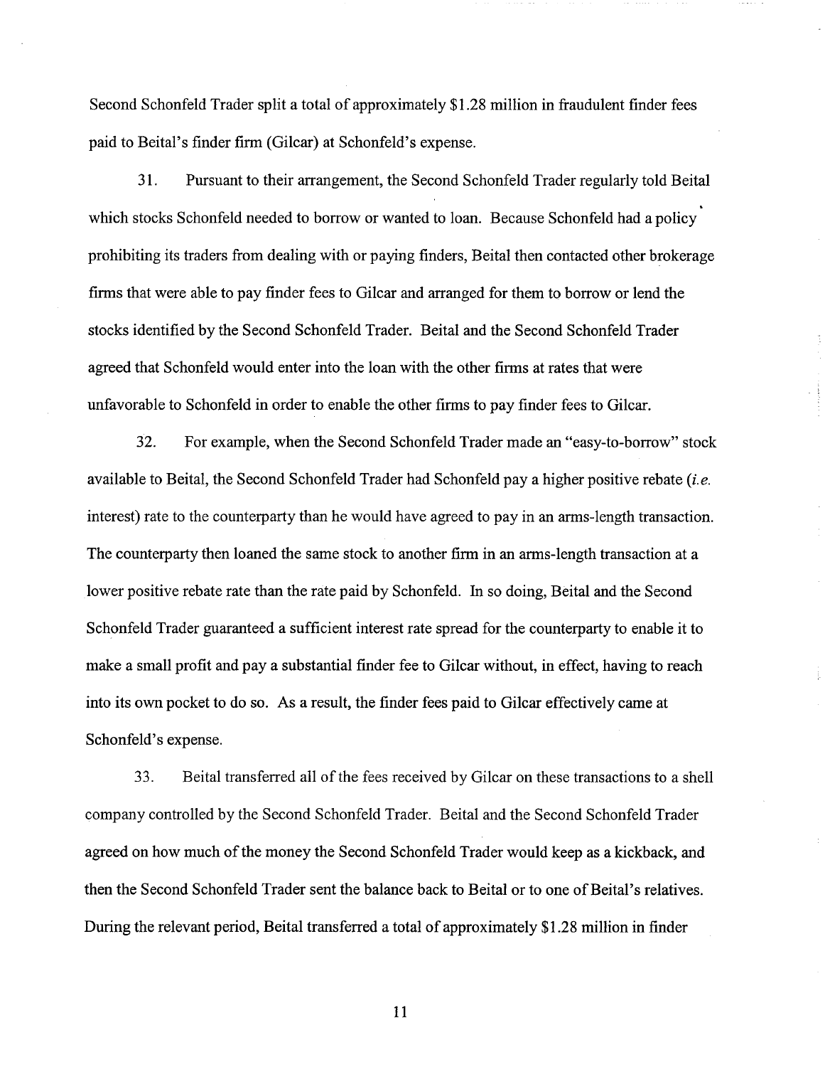Second Schonfeld Trader split a total of approximately $1.28 million in fraudulent finder fees paid to Beital's finder firm (Gilcar) at Schonfeld's expense.

31. Pursuant to their arrangement, the Second Schonfeld Trader regularly told Beital which stocks Schonfeld needed to borrow or wanted to loan. Because Schonfeld had a policy prohibiting its traders from dealing with or paying finders, Beital then contacted other brokerage firms that were able to pay finder fees to Gilcar and arranged for them to borrow or lend the stocks identified by the Second Schonfeld Trader. Beital and the Second Schonfeld Trader agreed that Schonfeld would enter into the loan with the other firms at rates that were unfavorable to Schonfeld in order to enable the other firms to pay finder fees to Gilcar.

32. For example, when the Second Schonfeld Trader made an "easy-to-borrow" stock available to Beital, the Second Schonfeld Trader had Schonfeld pay a higher positive rebate (*i.e.* interest) rate to the counterparty than he would have agreed to pay in an arms-length transaction. The counterparty then loaned the same stock to another firm in an arms-length transaction at a lower positive rebate rate than the rate paid by Schonfeld. In so doing, Beital and the Second Schonfeld Trader guaranteed a sufficient interest rate spread for the counterparty to enable it to make a small profit and pay a substantial finder fee to Gilcar without, in effect, having to reach into its own pocket to do so. As a result, the finder fees paid to Gilcar effectively came at Schonfeld's expense.

33. Beital transferred all of the fees received by Gilcar on these transactions to a shell company controlled by the Second Schonfeld Trader. Beital and the Second Schonfeld Trader agreed on how much of the money the Second Schonfeld Trader would keep as a kickback, and then the Second Schonfeld Trader sent the balance back to Beital or to one of Beital's relatives. During the relevant period, Beital transferred a total of approximately $1.28 million in finder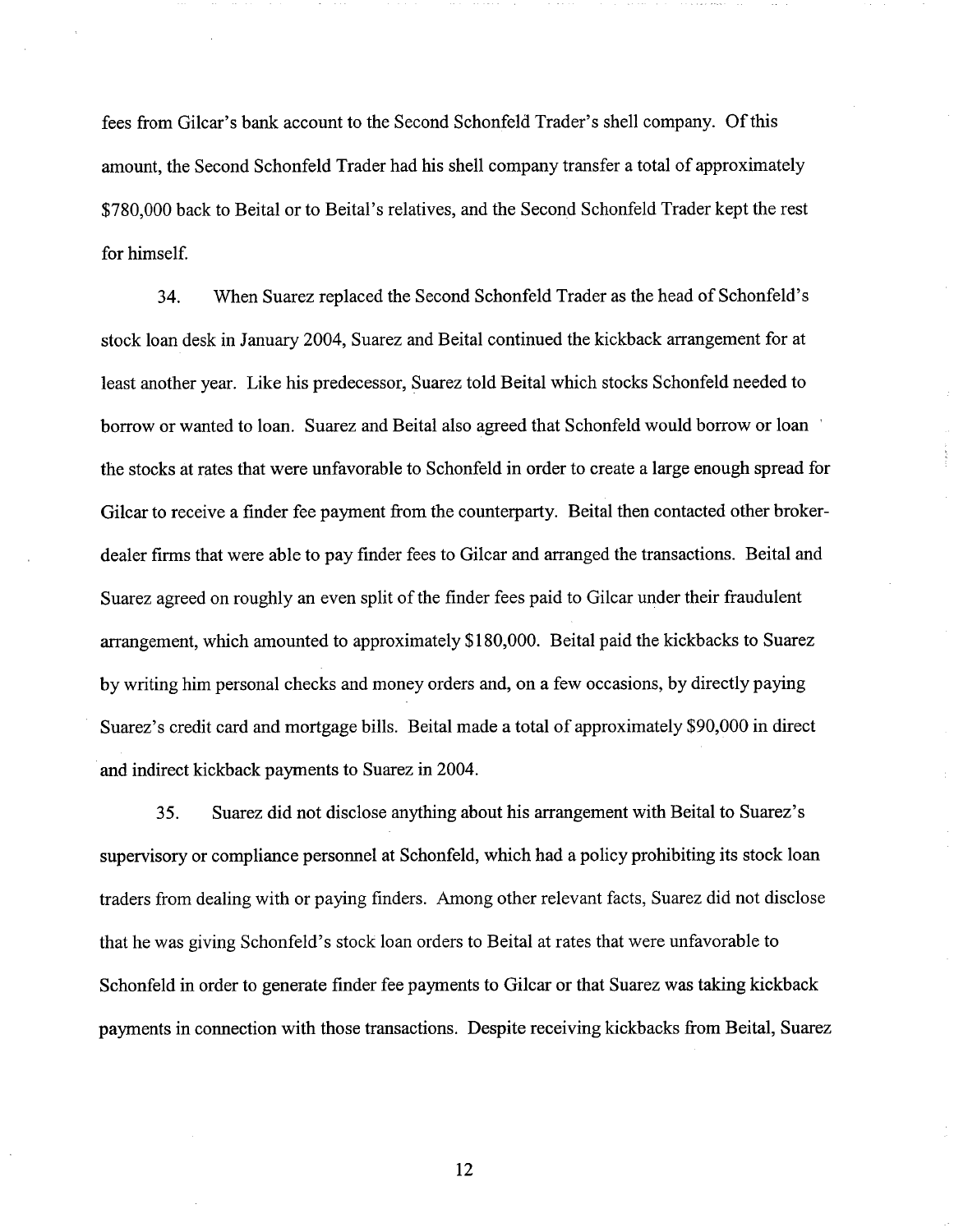fees from Gilcar's bank account to the Second Schonfeld Trader's shell company. Of this amount, the Second Schonfeld Trader had his shell company transfer a total of approximately $780,000 back to Beital or to Beital's relatives, and the Second Schonfeld Trader kept the rest for himself.

34. When Suarez replaced the Second Schonfeld Trader as the head of Schonfeld's stock loan desk in January 2004, Suarez and Beital continued the kickback arrangement for at least another year. Like his predecessor, Suarez told Beital which stocks Schonfeld needed to borrow or wanted to loan. Suarez and Beital also agreed that Schonfeld would borrow or loan the stocks at rates that were unfavorable to Schonfeld in order to create a large enough spread for Gilcar to receive a finder fee payment from the counterparty. Beital then contacted other broker-dealer firms that were able to pay finder fees to Gilcar and arranged the transactions. Beital and Suarez agreed on roughly an even split of the finder fees paid to Gilcar under their fraudulent arrangement, which amounted to approximately $180,000. Beital paid the kickbacks to Suarez by writing him personal checks and money orders and, on a few occasions, by directly paying Suarez's credit card and mortgage bills. Beital made a total of approximately $90,000 in direct and indirect kickback payments to Suarez in 2004.

35. Suarez did not disclose anything about his arrangement with Beital to Suarez's supervisory or compliance personnel at Schonfeld, which had a policy prohibiting its stock loan traders from dealing with or paying finders. Among other relevant facts, Suarez did not disclose that he was giving Schonfeld's stock loan orders to Beital at rates that were unfavorable to Schonfeld in order to generate finder fee payments to Gilcar or that Suarez was taking kickback payments in connection with those transactions. Despite receiving kickbacks from Beital, Suarez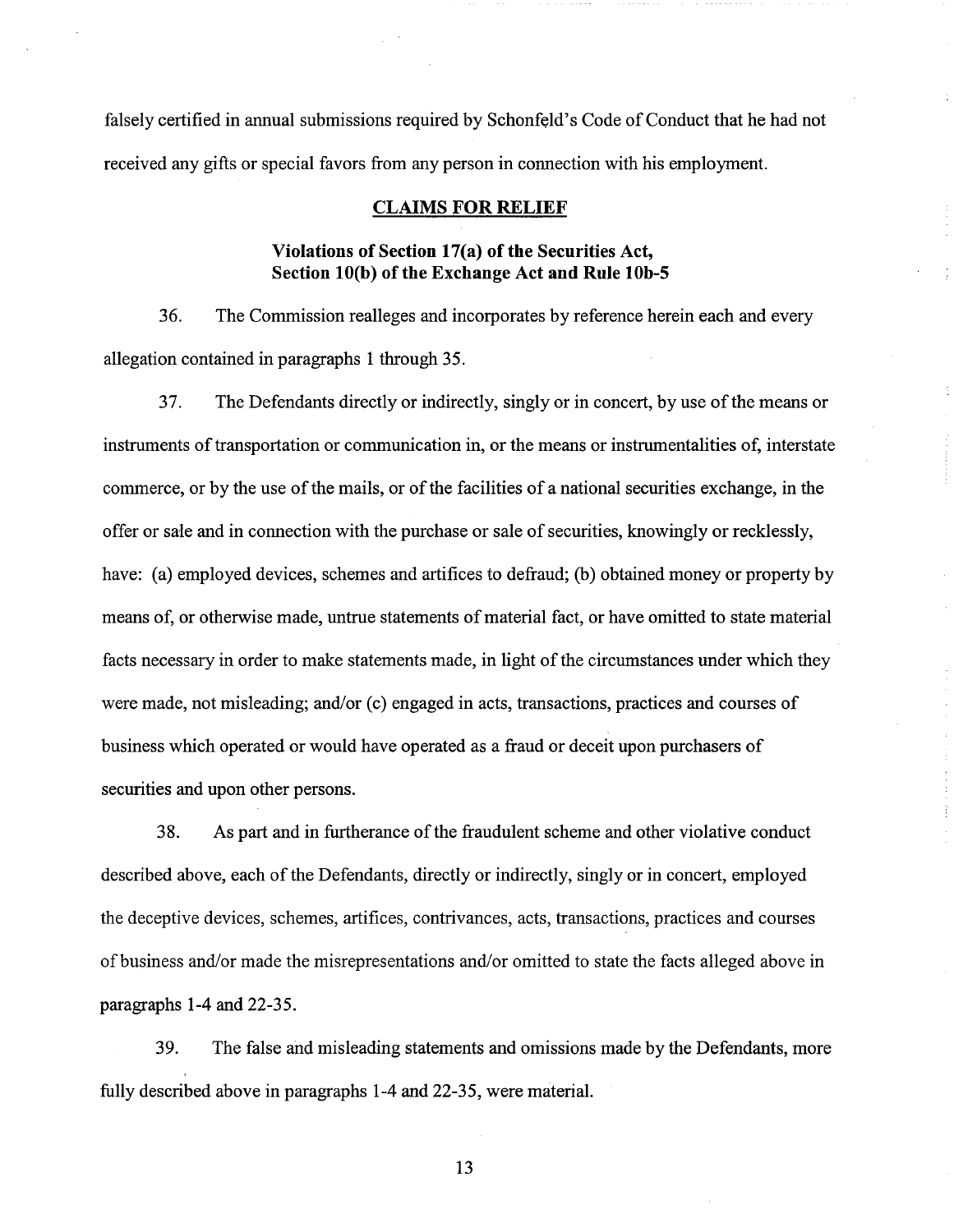falsely certified in annual submissions required by Schonfeld's Code of Conduct that he had not received any gifts or special favors from any person in connection with his employment.

## CLAIMS FOR RELIEF

### Violations of Section 17(a) of the Securities Act, Section 10(b) of the Exchange Act and Rule 10b-5

36. The Commission realleges and incorporates by reference herein each and every allegation contained in paragraphs 1 through 35.

37. The Defendants directly or indirectly, singly or in concert, by use of the means or instruments of transportation or communication in, or the means or instrumentalities of, interstate commerce, or by the use of the mails, or of the facilities of a national securities exchange, in the offer or sale and in connection with the purchase or sale of securities, knowingly or recklessly, have: (a) employed devices, schemes and artifices to defraud; (b) obtained money or property by means of, or otherwise made, untrue statements of material fact, or have omitted to state material facts necessary in order to make statements made, in light of the circumstances under which they were made, not misleading; and/or (c) engaged in acts, transactions, practices and courses of business which operated or would have operated as a fraud or deceit upon purchasers of securities and upon other persons.

38. As part and in furtherance of the fraudulent scheme and other violative conduct described above, each of the Defendants, directly or indirectly, singly or in concert, employed the deceptive devices, schemes, artifices, contrivances, acts, transactions, practices and courses of business and/or made the misrepresentations and/or omitted to state the facts alleged above in paragraphs 1-4 and 22-35.

39. The false and misleading statements and omissions made by the Defendants, more fully described above in paragraphs 1-4 and 22-35, were material.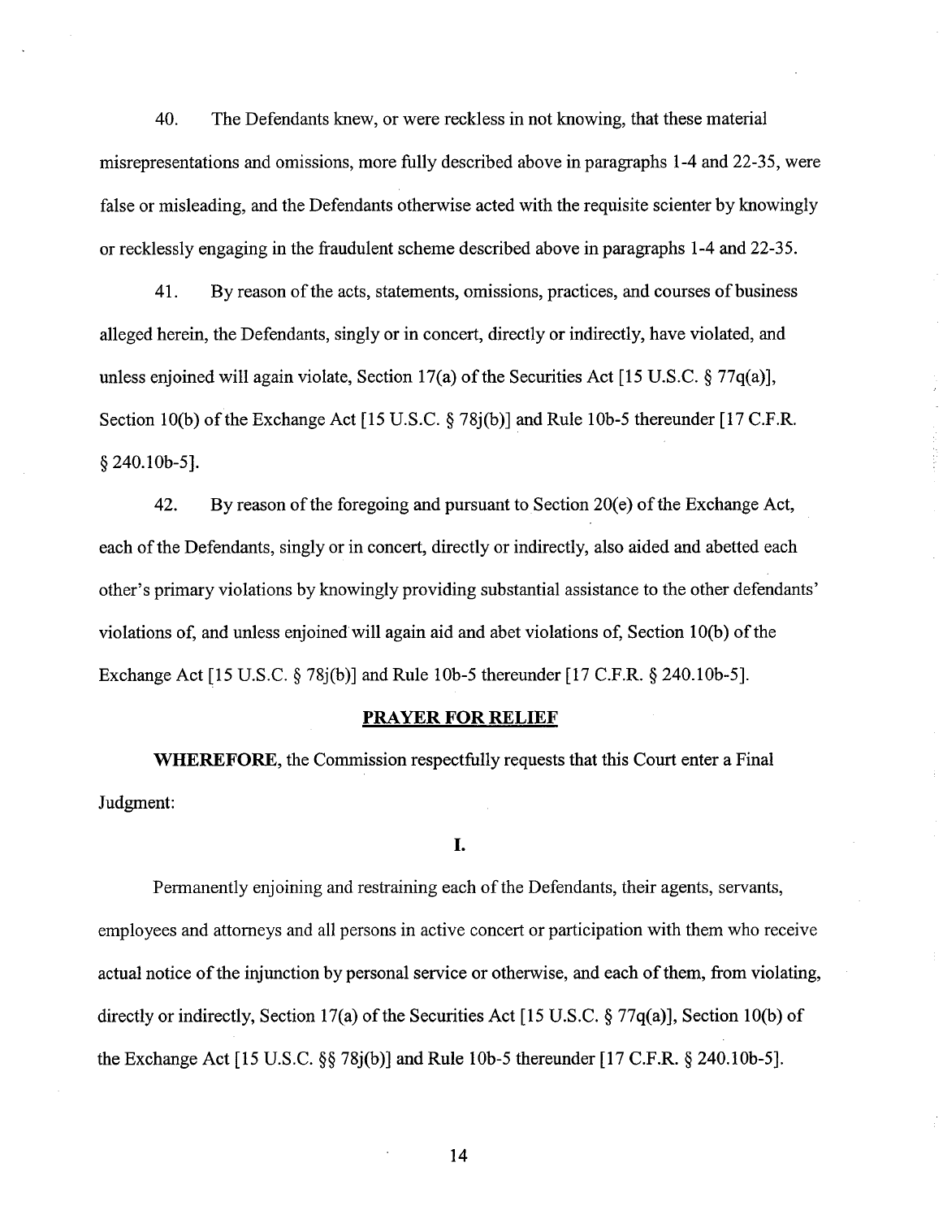40. The Defendants knew, or were reckless in not knowing, that these material misrepresentations and omissions, more fully described above in paragraphs 1-4 and 22-35, were false or misleading, and the Defendants otherwise acted with the requisite scienter by knowingly or recklessly engaging in the fraudulent scheme described above in paragraphs 1-4 and 22-35.

41. By reason of the acts, statements, omissions, practices, and courses of business alleged herein, the Defendants, singly or in concert, directly or indirectly, have violated, and unless enjoined will again violate, Section 17(a) of the Securities Act [15 U.S.C. § 77q(a)], Section 10(b) of the Exchange Act [15 U.S.C. § 78j(b)] and Rule 10b-5 thereunder [17 C.F.R. § 240.10b-5].

42. By reason of the foregoing and pursuant to Section 20(e) of the Exchange Act, each of the Defendants, singly or in concert, directly or indirectly, also aided and abetted each other's primary violations by knowingly providing substantial assistance to the other defendants' violations of, and unless enjoined will again aid and abet violations of, Section 10(b) of the Exchange Act [15 U.S.C. § 78j(b)] and Rule 10b-5 thereunder [17 C.F.R. § 240.10b-5].

## PRAYER FOR RELIEF

**WHEREFORE**, the Commission respectfully requests that this Court enter a Final Judgment:

### I.

Permanently enjoining and restraining each of the Defendants, their agents, servants, employees and attorneys and all persons in active concert or participation with them who receive actual notice of the injunction by personal service or otherwise, and each of them, from violating, directly or indirectly, Section 17(a) of the Securities Act [15 U.S.C. § 77q(a)], Section 10(b) of the Exchange Act [15 U.S.C. §§ 78j(b)] and Rule 10b-5 thereunder [17 C.F.R. § 240.10b-5].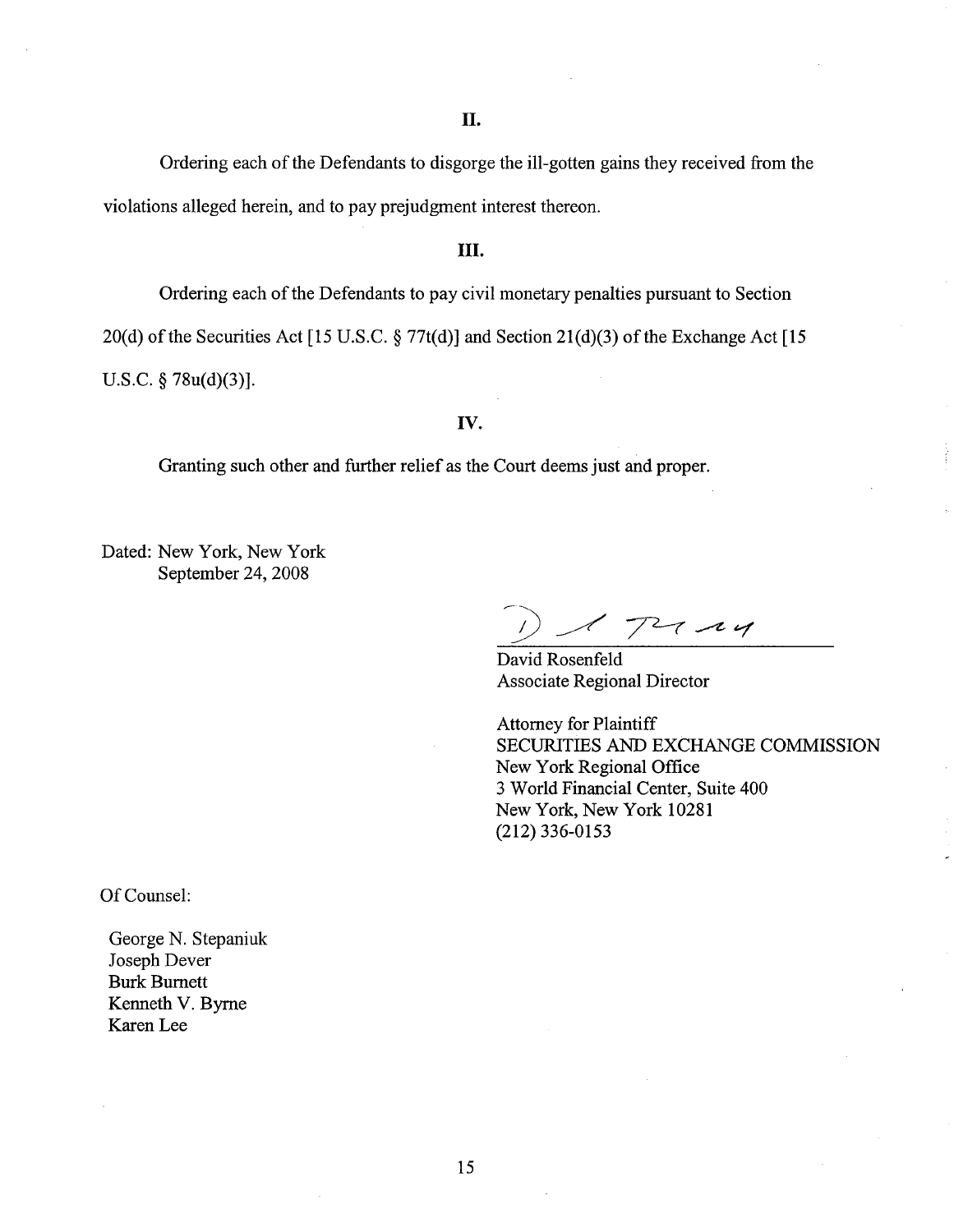## II.

Ordering each of the Defendants to disgorge the ill-gotten gains they received from the violations alleged herein, and to pay prejudgment interest thereon.

## III.

Ordering each of the Defendants to pay civil monetary penalties pursuant to Section 20(d) of the Securities Act [15 U.S.C. § 77t(d)] and Section 21(d)(3) of the Exchange Act [15 U.S.C. § 78u(d)(3)].

## IV.

Granting such other and further relief as the Court deems just and proper.

Dated: New York, New York
September 24, 2008

David Rosenfeld
Associate Regional Director

Attorney for Plaintiff
SECURITIES AND EXCHANGE COMMISSION
New York Regional Office
3 World Financial Center, Suite 400
New York, New York 10281
(212) 336-0153

Of Counsel:

George N. Stepaniuk
Joseph Dever
Burk Burnett
Kenneth V. Byrne
Karen Lee